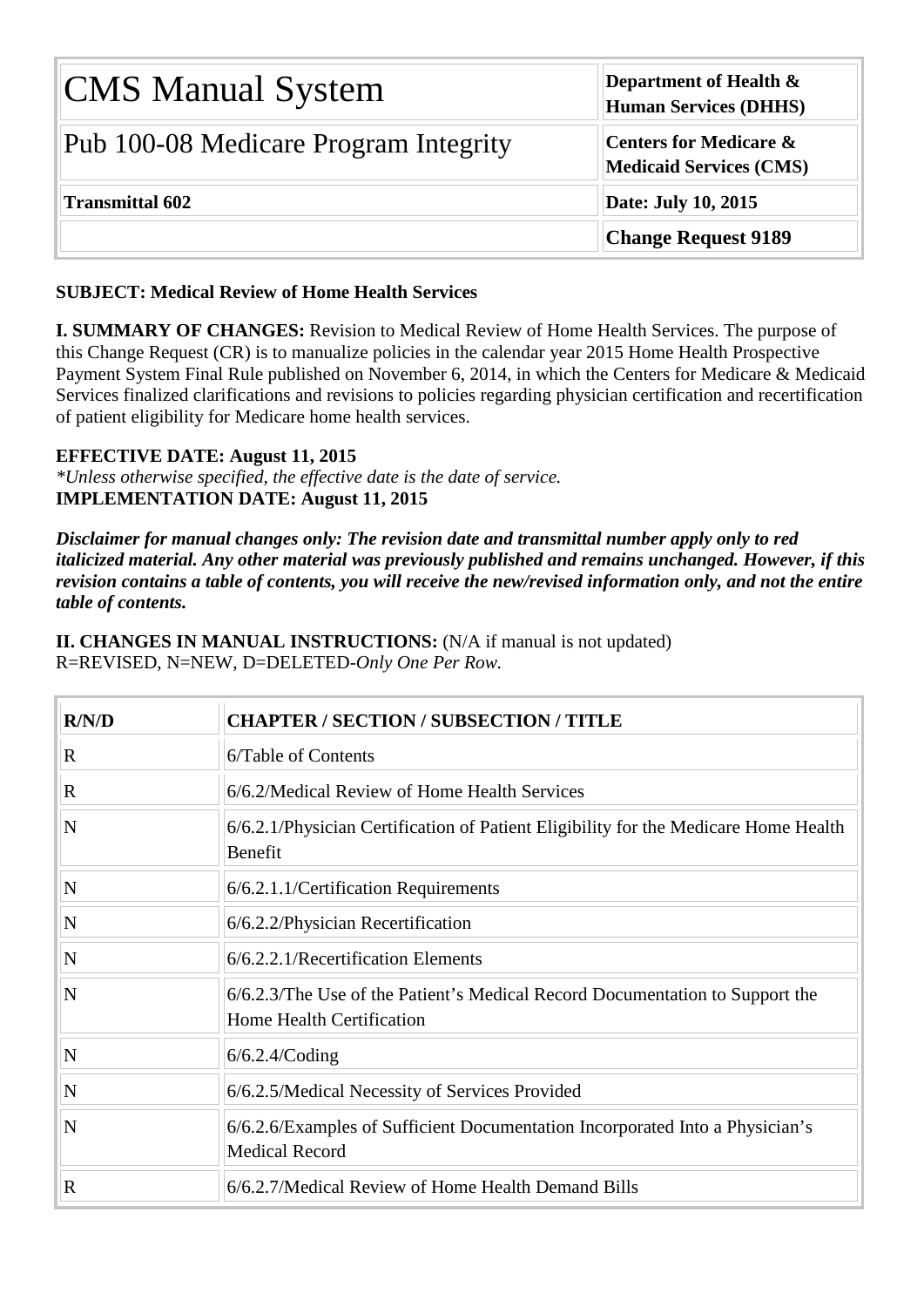| CMS Manual System | Department of Health & Human Services (DHHS) |
| --- | --- |
| Pub 100-08 Medicare Program Integrity | Centers for Medicare & Medicaid Services (CMS) |
| Transmittal 602 | Date: July 10, 2015 |
| | Change Request 9189 |

**SUBJECT: Medical Review of Home Health Services**

**I. SUMMARY OF CHANGES:** Revision to Medical Review of Home Health Services. The purpose of this Change Request (CR) is to manualize policies in the calendar year 2015 Home Health Prospective Payment System Final Rule published on November 6, 2014, in which the Centers for Medicare & Medicaid Services finalized clarifications and revisions to policies regarding physician certification and recertification of patient eligibility for Medicare home health services.

**EFFECTIVE DATE: August 11, 2015**
*\*Unless otherwise specified, the effective date is the date of service.*
**IMPLEMENTATION DATE: August 11, 2015**

***Disclaimer for manual changes only: The revision date and transmittal number apply only to red italicized material. Any other material was previously published and remains unchanged. However, if this revision contains a table of contents, you will receive the new/revised information only, and not the entire table of contents.***

**II. CHANGES IN MANUAL INSTRUCTIONS:** (N/A if manual is not updated)
R=REVISED, N=NEW, D=DELETED-*Only One Per Row.*

| R/N/D | CHAPTER / SECTION / SUBSECTION / TITLE |
| --- | --- |
| R | 6/Table of Contents |
| R | 6/6.2/Medical Review of Home Health Services |
| N | 6/6.2.1/Physician Certification of Patient Eligibility for the Medicare Home Health Benefit |
| N | 6/6.2.1.1/Certification Requirements |
| N | 6/6.2.2/Physician Recertification |
| N | 6/6.2.2.1/Recertification Elements |
| N | 6/6.2.3/The Use of the Patient's Medical Record Documentation to Support the Home Health Certification |
| N | 6/6.2.4/Coding |
| N | 6/6.2.5/Medical Necessity of Services Provided |
| N | 6/6.2.6/Examples of Sufficient Documentation Incorporated Into a Physician's Medical Record |
| R | 6/6.2.7/Medical Review of Home Health Demand Bills |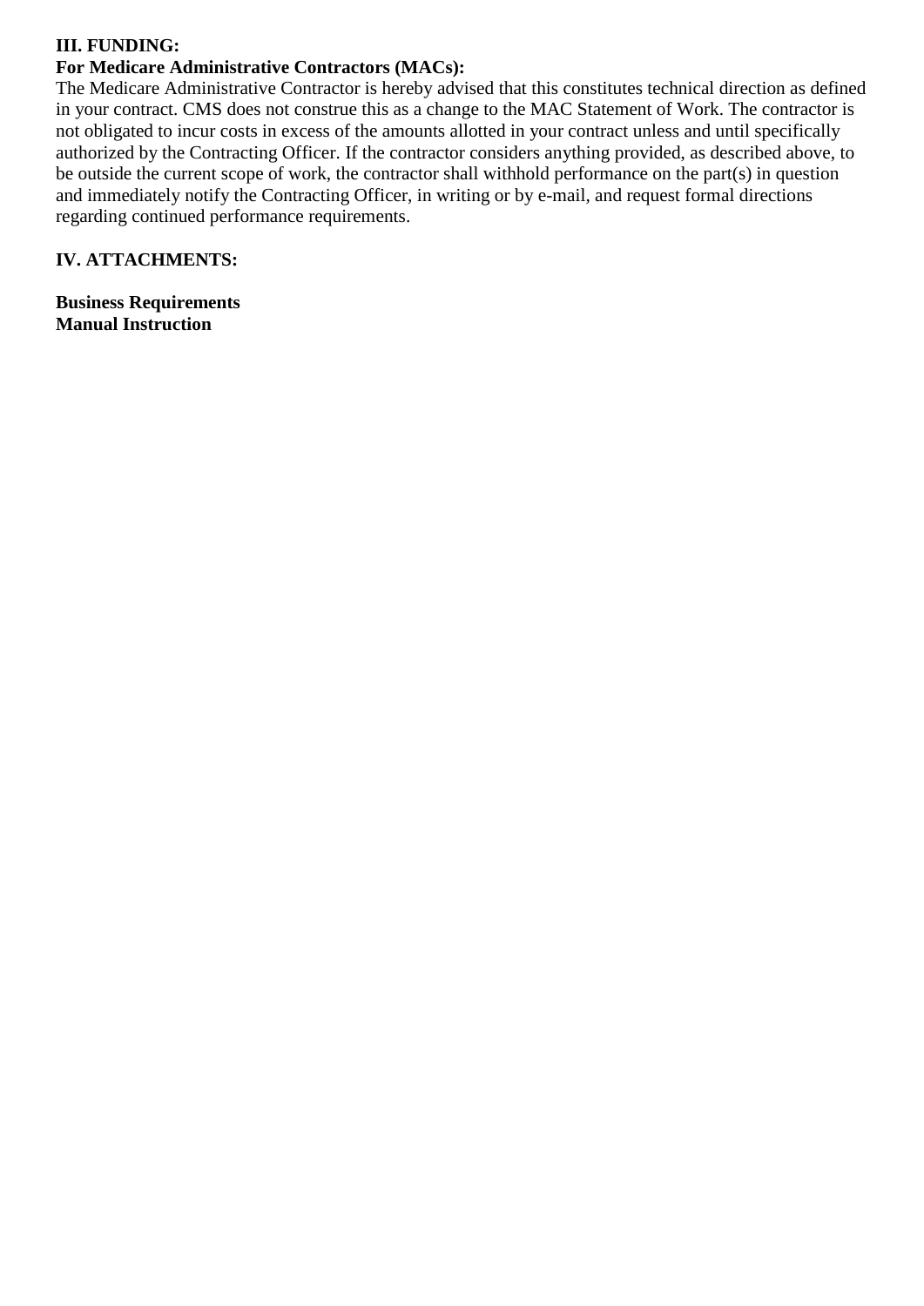## III. FUNDING:

### For Medicare Administrative Contractors (MACs):

The Medicare Administrative Contractor is hereby advised that this constitutes technical direction as defined in your contract. CMS does not construe this as a change to the MAC Statement of Work. The contractor is not obligated to incur costs in excess of the amounts allotted in your contract unless and until specifically authorized by the Contracting Officer. If the contractor considers anything provided, as described above, to be outside the current scope of work, the contractor shall withhold performance on the part(s) in question and immediately notify the Contracting Officer, in writing or by e-mail, and request formal directions regarding continued performance requirements.

## IV. ATTACHMENTS:

**Business Requirements**
**Manual Instruction**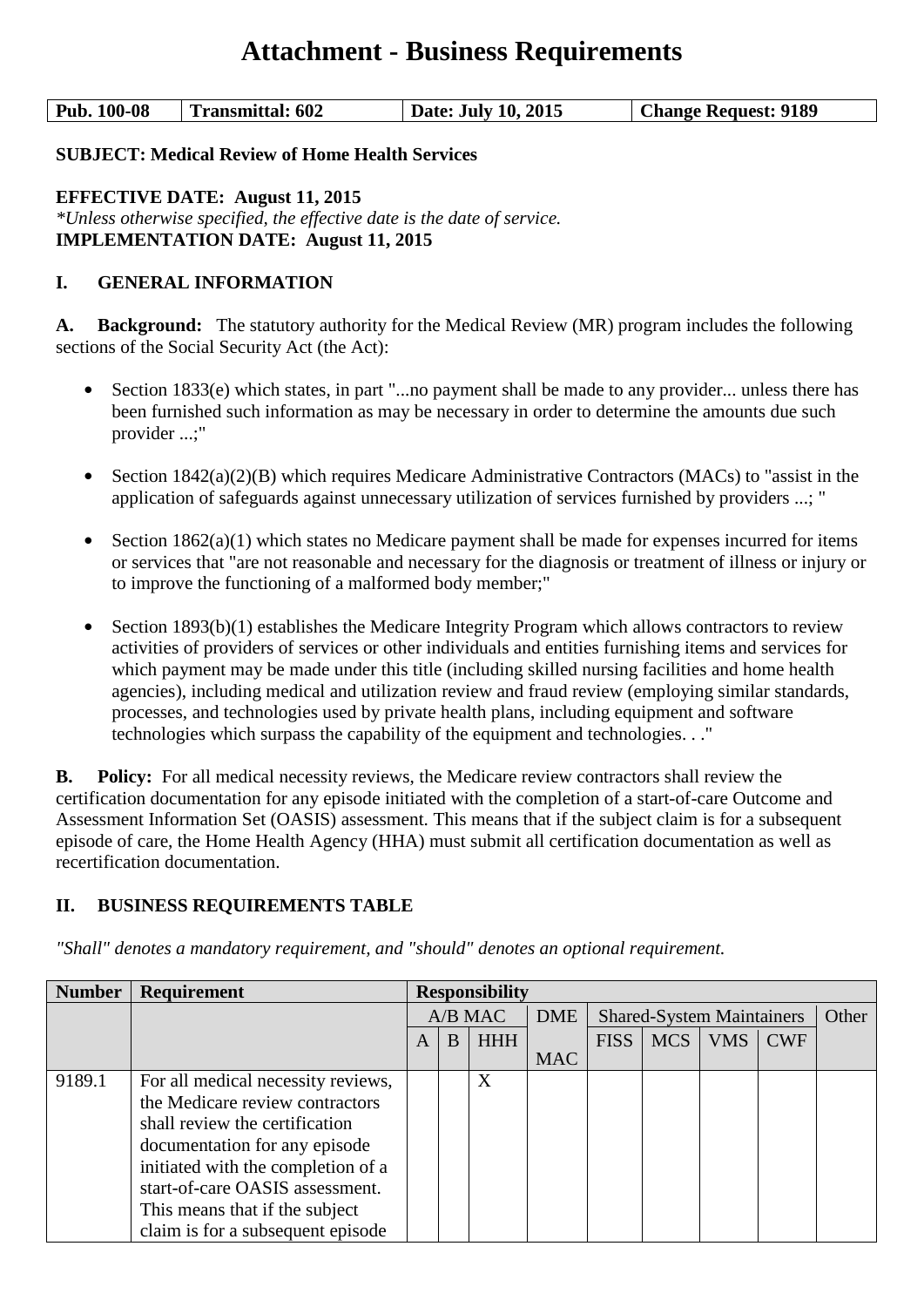# Attachment - Business Requirements

| Pub. 100-08 | Transmittal: 602 | Date: July 10, 2015 | Change Request: 9189 |
|---|---|---|---|

**SUBJECT: Medical Review of Home Health Services**

**EFFECTIVE DATE: August 11, 2015**
*\*Unless otherwise specified, the effective date is the date of service.*
**IMPLEMENTATION DATE: August 11, 2015**

## I. GENERAL INFORMATION

**A. Background:** The statutory authority for the Medical Review (MR) program includes the following sections of the Social Security Act (the Act):

- Section 1833(e) which states, in part "...no payment shall be made to any provider... unless there has been furnished such information as may be necessary in order to determine the amounts due such provider ...;"
- Section 1842(a)(2)(B) which requires Medicare Administrative Contractors (MACs) to "assist in the application of safeguards against unnecessary utilization of services furnished by providers ...; "
- Section 1862(a)(1) which states no Medicare payment shall be made for expenses incurred for items or services that "are not reasonable and necessary for the diagnosis or treatment of illness or injury or to improve the functioning of a malformed body member;"
- Section 1893(b)(1) establishes the Medicare Integrity Program which allows contractors to review activities of providers of services or other individuals and entities furnishing items and services for which payment may be made under this title (including skilled nursing facilities and home health agencies), including medical and utilization review and fraud review (employing similar standards, processes, and technologies used by private health plans, including equipment and software technologies which surpass the capability of the equipment and technologies. . ."

**B. Policy:** For all medical necessity reviews, the Medicare review contractors shall review the certification documentation for any episode initiated with the completion of a start-of-care Outcome and Assessment Information Set (OASIS) assessment. This means that if the subject claim is for a subsequent episode of care, the Home Health Agency (HHA) must submit all certification documentation as well as recertification documentation.

## II. BUSINESS REQUIREMENTS TABLE

*"Shall" denotes a mandatory requirement, and "should" denotes an optional requirement.*

| Number | Requirement | Responsibility | | | | | | | | |
|---|---|---|---|---|---|---|---|---|---|---|
| | | A/B MAC | | | DME MAC | Shared-System Maintainers | | | | Other |
| | | A | B | HHH | | FISS | MCS | VMS | CWF | |
| 9189.1 | For all medical necessity reviews, the Medicare review contractors shall review the certification documentation for any episode initiated with the completion of a start-of-care OASIS assessment. This means that if the subject claim is for a subsequent episode | | | X | | | | | | |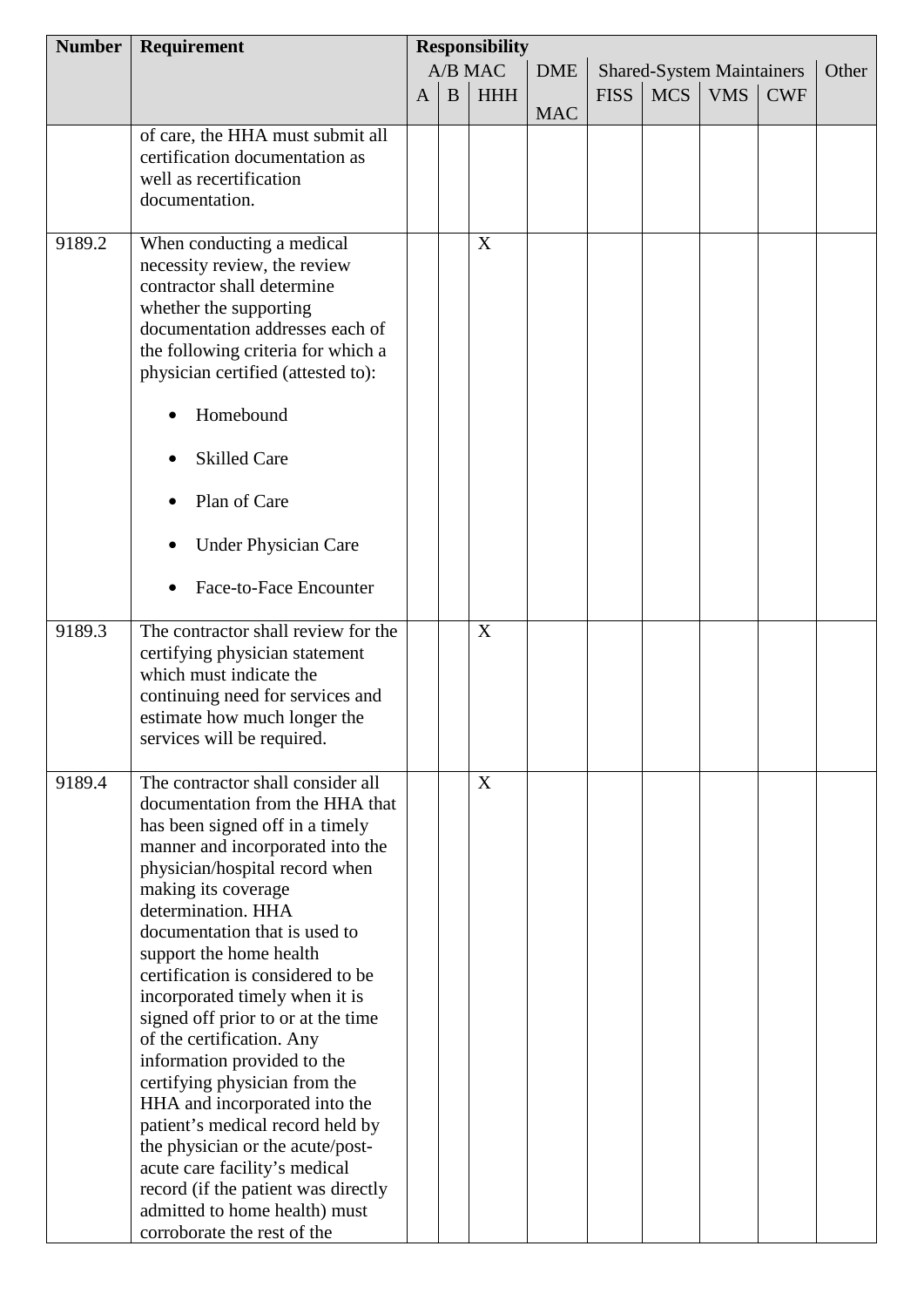| Number | Requirement | Responsibility | | | | | | | | |
|---|---|---|---|---|---|---|---|---|---|---|
| | | A/B MAC | | | DME MAC | Shared-System Maintainers | | | | Other |
| | | A | B | HHH | | FISS | MCS | VMS | CWF | |
| | of care, the HHA must submit all certification documentation as well as recertification documentation. | | | | | | | | | |
| 9189.2 | When conducting a medical necessity review, the review contractor shall determine whether the supporting documentation addresses each of the following criteria for which a physician certified (attested to): <br><br>• Homebound <br><br>• Skilled Care <br><br>• Plan of Care <br><br>• Under Physician Care <br><br>• Face-to-Face Encounter | | | X | | | | | | |
| 9189.3 | The contractor shall review for the certifying physician statement which must indicate the continuing need for services and estimate how much longer the services will be required. | | | X | | | | | | |
| 9189.4 | The contractor shall consider all documentation from the HHA that has been signed off in a timely manner and incorporated into the physician/hospital record when making its coverage determination. HHA documentation that is used to support the home health certification is considered to be incorporated timely when it is signed off prior to or at the time of the certification. Any information provided to the certifying physician from the HHA and incorporated into the patient's medical record held by the physician or the acute/post-acute care facility's medical record (if the patient was directly admitted to home health) must corroborate the rest of the | | | X | | | | | | |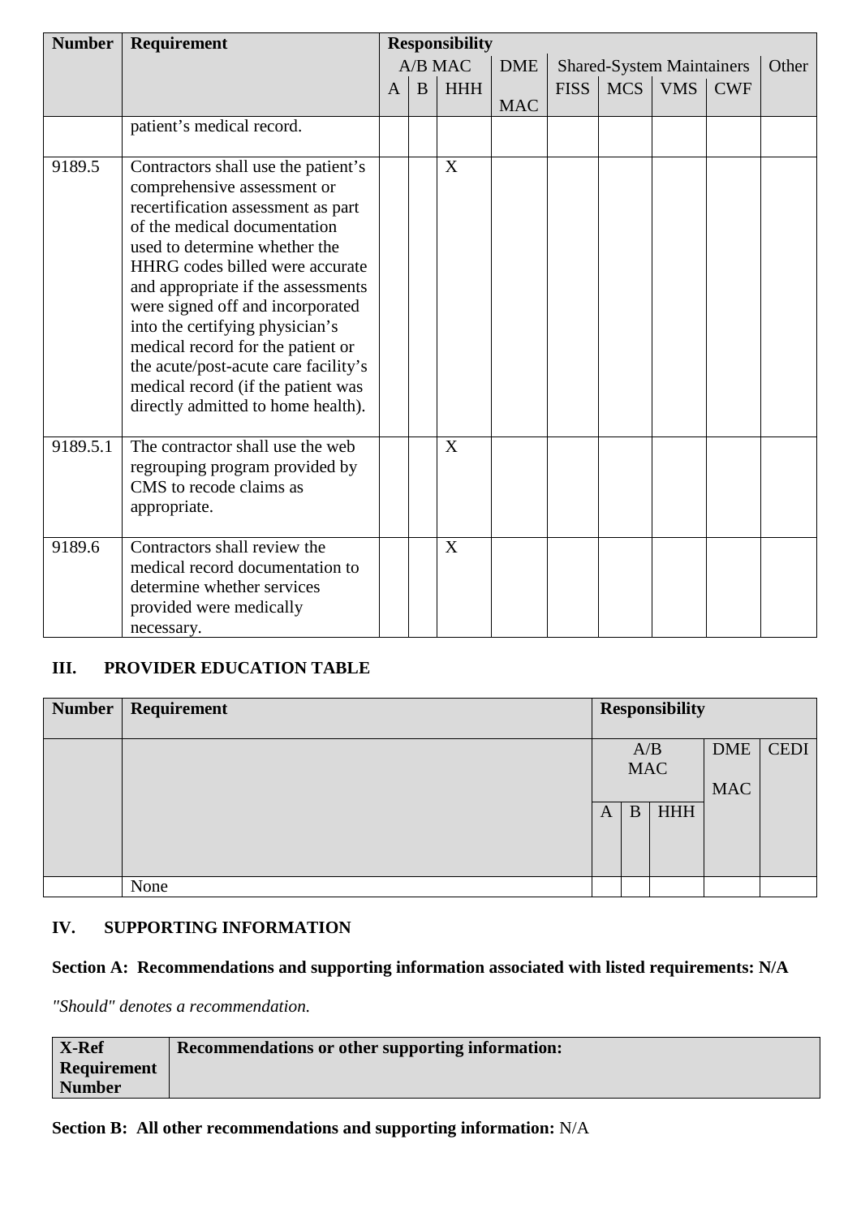| Number | Requirement | Responsibility | | | | | | | | |
|---|---|---|---|---|---|---|---|---|---|---|
| | | A/B MAC | | | DME | Shared-System Maintainers | | | | Other |
| | | A | B | HHH | MAC | FISS | MCS | VMS | CWF | |
| | patient's medical record. | | | | | | | | | |
| 9189.5 | Contractors shall use the patient's comprehensive assessment or recertification assessment as part of the medical documentation used to determine whether the HHRG codes billed were accurate and appropriate if the assessments were signed off and incorporated into the certifying physician's medical record for the patient or the acute/post-acute care facility's medical record (if the patient was directly admitted to home health). | | | X | | | | | | |
| 9189.5.1 | The contractor shall use the web regrouping program provided by CMS to recode claims as appropriate. | | | X | | | | | | |
| 9189.6 | Contractors shall review the medical record documentation to determine whether services provided were medically necessary. | | | X | | | | | | |

## III. PROVIDER EDUCATION TABLE

| Number | Requirement | Responsibility | | | | |
|---|---|---|---|---|---|---|
| | | A/B MAC | | | DME MAC | CEDI |
| | | A | B | HHH | | |
| | None | | | | | |

## IV. SUPPORTING INFORMATION

**Section A: Recommendations and supporting information associated with listed requirements: N/A**

*"Should" denotes a recommendation.*

| X-Ref Requirement Number | Recommendations or other supporting information: |
|---|---|

**Section B: All other recommendations and supporting information:** N/A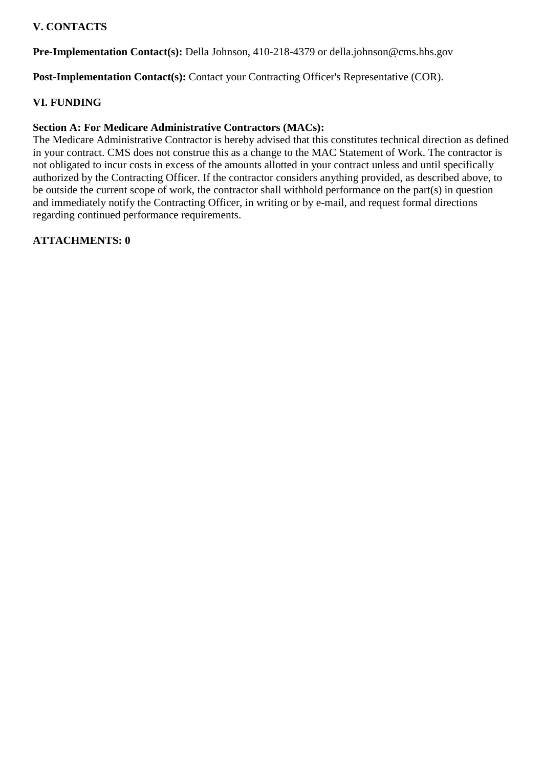## V. CONTACTS

**Pre-Implementation Contact(s):** Della Johnson, 410-218-4379 or della.johnson@cms.hhs.gov

**Post-Implementation Contact(s):** Contact your Contracting Officer's Representative (COR).

## VI. FUNDING

**Section A: For Medicare Administrative Contractors (MACs):**
The Medicare Administrative Contractor is hereby advised that this constitutes technical direction as defined in your contract. CMS does not construe this as a change to the MAC Statement of Work. The contractor is not obligated to incur costs in excess of the amounts allotted in your contract unless and until specifically authorized by the Contracting Officer. If the contractor considers anything provided, as described above, to be outside the current scope of work, the contractor shall withhold performance on the part(s) in question and immediately notify the Contracting Officer, in writing or by e-mail, and request formal directions regarding continued performance requirements.

**ATTACHMENTS: 0**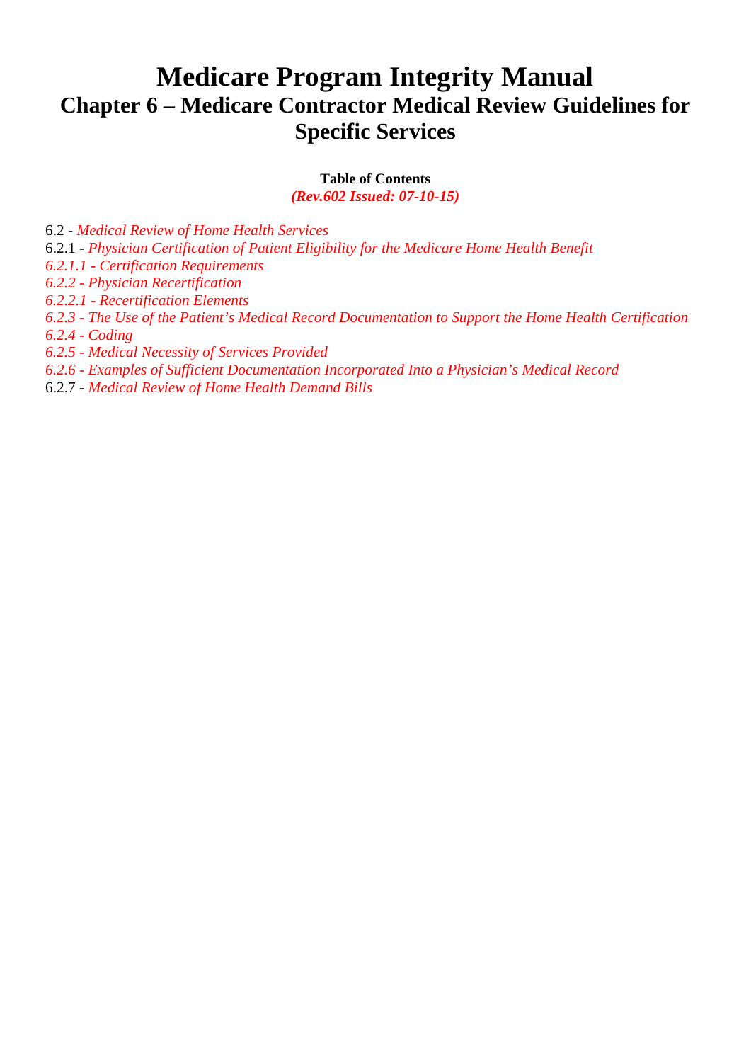# Medicare Program Integrity Manual
## Chapter 6 – Medicare Contractor Medical Review Guidelines for Specific Services

**Table of Contents**
***(Rev.602 Issued: 07-10-15)***

6.2 - *Medical Review of Home Health Services*
6.2.1 - *Physician Certification of Patient Eligibility for the Medicare Home Health Benefit*
*6.2.1.1 - Certification Requirements*
*6.2.2 - Physician Recertification*
*6.2.2.1 - Recertification Elements*
*6.2.3 - The Use of the Patient's Medical Record Documentation to Support the Home Health Certification*
*6.2.4 - Coding*
*6.2.5 - Medical Necessity of Services Provided*
*6.2.6 - Examples of Sufficient Documentation Incorporated Into a Physician's Medical Record*
6.2.7 - *Medical Review of Home Health Demand Bills*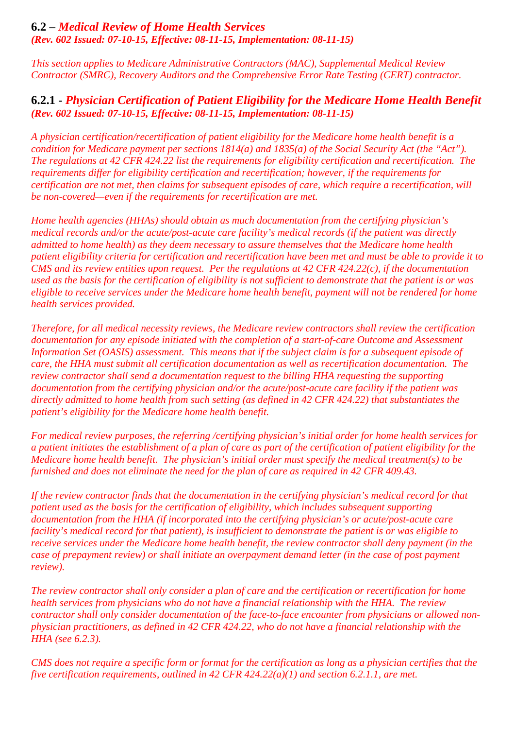## 6.2 – *Medical Review of Home Health Services*

***(Rev. 602 Issued: 07-10-15, Effective: 08-11-15, Implementation: 08-11-15)***

*This section applies to Medicare Administrative Contractors (MAC), Supplemental Medical Review Contractor (SMRC), Recovery Auditors and the Comprehensive Error Rate Testing (CERT) contractor.*

### 6.2.1 - *Physician Certification of Patient Eligibility for the Medicare Home Health Benefit*

***(Rev. 602 Issued: 07-10-15, Effective: 08-11-15, Implementation: 08-11-15)***

*A physician certification/recertification of patient eligibility for the Medicare home health benefit is a condition for Medicare payment per sections 1814(a) and 1835(a) of the Social Security Act (the "Act"). The regulations at 42 CFR 424.22 list the requirements for eligibility certification and recertification. The requirements differ for eligibility certification and recertification; however, if the requirements for certification are not met, then claims for subsequent episodes of care, which require a recertification, will be non-covered—even if the requirements for recertification are met.*

*Home health agencies (HHAs) should obtain as much documentation from the certifying physician's medical records and/or the acute/post-acute care facility's medical records (if the patient was directly admitted to home health) as they deem necessary to assure themselves that the Medicare home health patient eligibility criteria for certification and recertification have been met and must be able to provide it to CMS and its review entities upon request. Per the regulations at 42 CFR 424.22(c), if the documentation used as the basis for the certification of eligibility is not sufficient to demonstrate that the patient is or was eligible to receive services under the Medicare home health benefit, payment will not be rendered for home health services provided.*

*Therefore, for all medical necessity reviews, the Medicare review contractors shall review the certification documentation for any episode initiated with the completion of a start-of-care Outcome and Assessment Information Set (OASIS) assessment. This means that if the subject claim is for a subsequent episode of care, the HHA must submit all certification documentation as well as recertification documentation. The review contractor shall send a documentation request to the billing HHA requesting the supporting documentation from the certifying physician and/or the acute/post-acute care facility if the patient was directly admitted to home health from such setting (as defined in 42 CFR 424.22) that substantiates the patient's eligibility for the Medicare home health benefit.*

*For medical review purposes, the referring /certifying physician's initial order for home health services for a patient initiates the establishment of a plan of care as part of the certification of patient eligibility for the Medicare home health benefit. The physician's initial order must specify the medical treatment(s) to be furnished and does not eliminate the need for the plan of care as required in 42 CFR 409.43.*

*If the review contractor finds that the documentation in the certifying physician's medical record for that patient used as the basis for the certification of eligibility, which includes subsequent supporting documentation from the HHA (if incorporated into the certifying physician's or acute/post-acute care facility's medical record for that patient), is insufficient to demonstrate the patient is or was eligible to receive services under the Medicare home health benefit, the review contractor shall deny payment (in the case of prepayment review) or shall initiate an overpayment demand letter (in the case of post payment review).*

*The review contractor shall only consider a plan of care and the certification or recertification for home health services from physicians who do not have a financial relationship with the HHA. The review contractor shall only consider documentation of the face-to-face encounter from physicians or allowed non-physician practitioners, as defined in 42 CFR 424.22, who do not have a financial relationship with the HHA (see 6.2.3).*

*CMS does not require a specific form or format for the certification as long as a physician certifies that the five certification requirements, outlined in 42 CFR 424.22(a)(1) and section 6.2.1.1, are met.*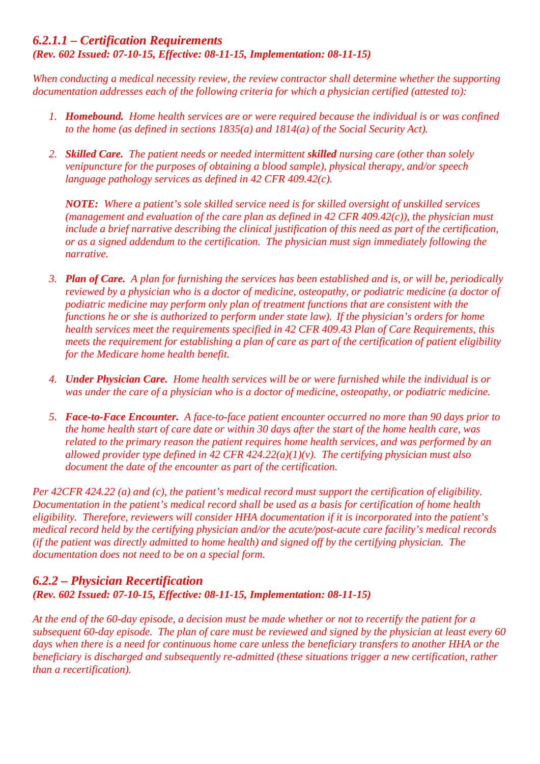### *6.2.1.1 – Certification Requirements*
***(Rev. 602 Issued: 07-10-15, Effective: 08-11-15, Implementation: 08-11-15)***

*When conducting a medical necessity review, the review contractor shall determine whether the supporting documentation addresses each of the following criteria for which a physician certified (attested to):*

1. ***Homebound.*** *Home health services are or were required because the individual is or was confined to the home (as defined in sections 1835(a) and 1814(a) of the Social Security Act).*

2. ***Skilled Care.*** *The patient needs or needed intermittent **skilled** nursing care (other than solely venipuncture for the purposes of obtaining a blood sample), physical therapy, and/or speech language pathology services as defined in 42 CFR 409.42(c).*

   ***NOTE:*** *Where a patient's sole skilled service need is for skilled oversight of unskilled services (management and evaluation of the care plan as defined in 42 CFR 409.42(c)), the physician must include a brief narrative describing the clinical justification of this need as part of the certification, or as a signed addendum to the certification. The physician must sign immediately following the narrative.*

3. ***Plan of Care.*** *A plan for furnishing the services has been established and is, or will be, periodically reviewed by a physician who is a doctor of medicine, osteopathy, or podiatric medicine (a doctor of podiatric medicine may perform only plan of treatment functions that are consistent with the functions he or she is authorized to perform under state law). If the physician's orders for home health services meet the requirements specified in 42 CFR 409.43 Plan of Care Requirements, this meets the requirement for establishing a plan of care as part of the certification of patient eligibility for the Medicare home health benefit.*

4. ***Under Physician Care.*** *Home health services will be or were furnished while the individual is or was under the care of a physician who is a doctor of medicine, osteopathy, or podiatric medicine.*

5. ***Face-to-Face Encounter.*** *A face-to-face patient encounter occurred no more than 90 days prior to the home health start of care date or within 30 days after the start of the home health care, was related to the primary reason the patient requires home health services, and was performed by an allowed provider type defined in 42 CFR 424.22(a)(1)(v). The certifying physician must also document the date of the encounter as part of the certification.*

*Per 42CFR 424.22 (a) and (c), the patient's medical record must support the certification of eligibility. Documentation in the patient's medical record shall be used as a basis for certification of home health eligibility. Therefore, reviewers will consider HHA documentation if it is incorporated into the patient's medical record held by the certifying physician and/or the acute/post-acute care facility's medical records (if the patient was directly admitted to home health) and signed off by the certifying physician. The documentation does not need to be on a special form.*

## *6.2.2 – Physician Recertification*
***(Rev. 602 Issued: 07-10-15, Effective: 08-11-15, Implementation: 08-11-15)***

*At the end of the 60-day episode, a decision must be made whether or not to recertify the patient for a subsequent 60-day episode. The plan of care must be reviewed and signed by the physician at least every 60 days when there is a need for continuous home care unless the beneficiary transfers to another HHA or the beneficiary is discharged and subsequently re-admitted (these situations trigger a new certification, rather than a recertification).*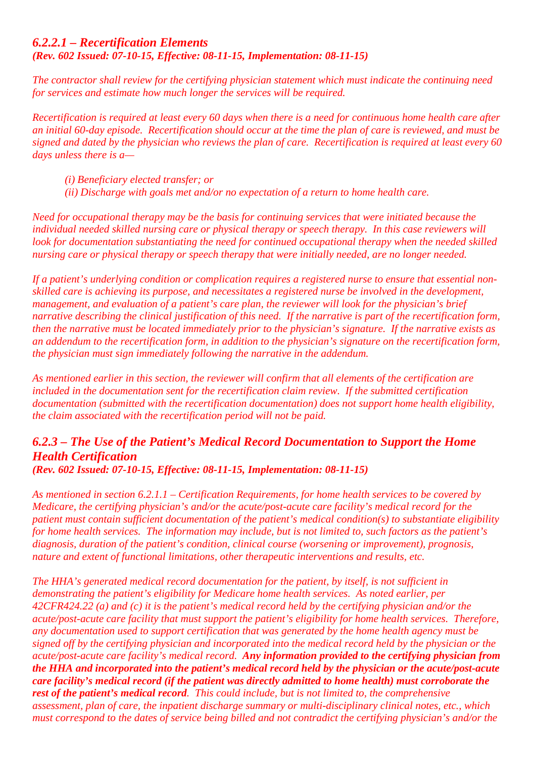### *6.2.2.1 – Recertification Elements*
***(Rev. 602 Issued: 07-10-15, Effective: 08-11-15, Implementation: 08-11-15)***

*The contractor shall review for the certifying physician statement which must indicate the continuing need for services and estimate how much longer the services will be required.*

*Recertification is required at least every 60 days when there is a need for continuous home health care after an initial 60-day episode. Recertification should occur at the time the plan of care is reviewed, and must be signed and dated by the physician who reviews the plan of care. Recertification is required at least every 60 days unless there is a—*

> *(i) Beneficiary elected transfer; or*
> *(ii) Discharge with goals met and/or no expectation of a return to home health care.*

*Need for occupational therapy may be the basis for continuing services that were initiated because the individual needed skilled nursing care or physical therapy or speech therapy. In this case reviewers will look for documentation substantiating the need for continued occupational therapy when the needed skilled nursing care or physical therapy or speech therapy that were initially needed, are no longer needed.*

*If a patient's underlying condition or complication requires a registered nurse to ensure that essential non-skilled care is achieving its purpose, and necessitates a registered nurse be involved in the development, management, and evaluation of a patient's care plan, the reviewer will look for the physician's brief narrative describing the clinical justification of this need. If the narrative is part of the recertification form, then the narrative must be located immediately prior to the physician's signature. If the narrative exists as an addendum to the recertification form, in addition to the physician's signature on the recertification form, the physician must sign immediately following the narrative in the addendum.*

*As mentioned earlier in this section, the reviewer will confirm that all elements of the certification are included in the documentation sent for the recertification claim review. If the submitted certification documentation (submitted with the recertification documentation) does not support home health eligibility, the claim associated with the recertification period will not be paid.*

## *6.2.3 – The Use of the Patient's Medical Record Documentation to Support the Home Health Certification*
***(Rev. 602 Issued: 07-10-15, Effective: 08-11-15, Implementation: 08-11-15)***

*As mentioned in section 6.2.1.1 – Certification Requirements, for home health services to be covered by Medicare, the certifying physician's and/or the acute/post-acute care facility's medical record for the patient must contain sufficient documentation of the patient's medical condition(s) to substantiate eligibility for home health services. The information may include, but is not limited to, such factors as the patient's diagnosis, duration of the patient's condition, clinical course (worsening or improvement), prognosis, nature and extent of functional limitations, other therapeutic interventions and results, etc.*

*The HHA's generated medical record documentation for the patient, by itself, is not sufficient in demonstrating the patient's eligibility for Medicare home health services. As noted earlier, per 42CFR424.22 (a) and (c) it is the patient's medical record held by the certifying physician and/or the acute/post-acute care facility that must support the patient's eligibility for home health services. Therefore, any documentation used to support certification that was generated by the home health agency must be signed off by the certifying physician and incorporated into the medical record held by the physician or the acute/post-acute care facility's medical record.* ***Any information provided to the certifying physician from the HHA and incorporated into the patient's medical record held by the physician or the acute/post-acute care facility's medical record (if the patient was directly admitted to home health) must corroborate the rest of the patient's medical record****. This could include, but is not limited to, the comprehensive assessment, plan of care, the inpatient discharge summary or multi-disciplinary clinical notes, etc., which must correspond to the dates of service being billed and not contradict the certifying physician's and/or the*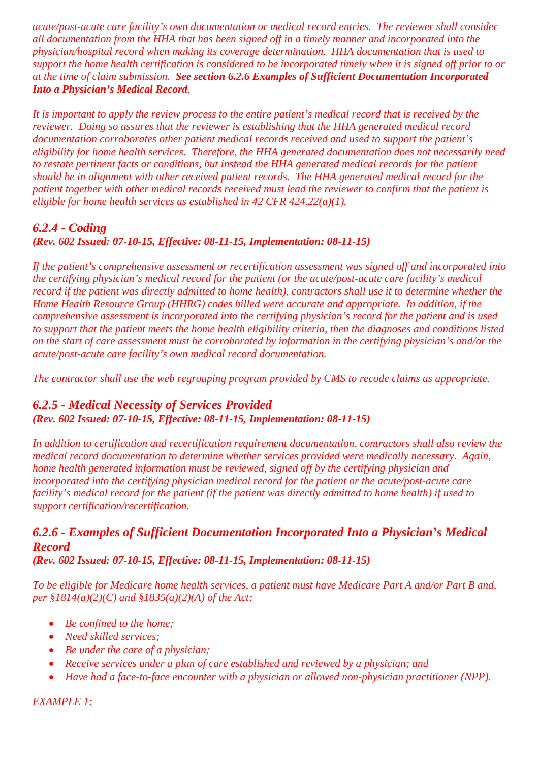*acute/post-acute care facility's own documentation or medical record entries. The reviewer shall consider all documentation from the HHA that has been signed off in a timely manner and incorporated into the physician/hospital record when making its coverage determination. HHA documentation that is used to support the home health certification is considered to be incorporated timely when it is signed off prior to or at the time of claim submission.* ***See section 6.2.6 Examples of Sufficient Documentation Incorporated Into a Physician's Medical Record****.*

*It is important to apply the review process to the entire patient's medical record that is received by the reviewer. Doing so assures that the reviewer is establishing that the HHA generated medical record documentation corroborates other patient medical records received and used to support the patient's eligibility for home health services. Therefore, the HHA generated documentation does not necessarily need to restate pertinent facts or conditions, but instead the HHA generated medical records for the patient should be in alignment with other received patient records. The HHA generated medical record for the patient together with other medical records received must lead the reviewer to confirm that the patient is eligible for home health services as established in 42 CFR 424.22(a)(1).*

### *6.2.4 - Coding*
***(Rev. 602 Issued: 07-10-15, Effective: 08-11-15, Implementation: 08-11-15)***

*If the patient's comprehensive assessment or recertification assessment was signed off and incorporated into the certifying physician's medical record for the patient (or the acute/post-acute care facility's medical record if the patient was directly admitted to home health), contractors shall use it to determine whether the Home Health Resource Group (HHRG) codes billed were accurate and appropriate. In addition, if the comprehensive assessment is incorporated into the certifying physician's record for the patient and is used to support that the patient meets the home health eligibility criteria, then the diagnoses and conditions listed on the start of care assessment must be corroborated by information in the certifying physician's and/or the acute/post-acute care facility's own medical record documentation.*

*The contractor shall use the web regrouping program provided by CMS to recode claims as appropriate.*

### *6.2.5 - Medical Necessity of Services Provided*
***(Rev. 602 Issued: 07-10-15, Effective: 08-11-15, Implementation: 08-11-15)***

*In addition to certification and recertification requirement documentation, contractors shall also review the medical record documentation to determine whether services provided were medically necessary. Again, home health generated information must be reviewed, signed off by the certifying physician and incorporated into the certifying physician medical record for the patient or the acute/post-acute care facility's medical record for the patient (if the patient was directly admitted to home health) if used to support certification/recertification.*

### *6.2.6 - Examples of Sufficient Documentation Incorporated Into a Physician's Medical Record*
***(Rev. 602 Issued: 07-10-15, Effective: 08-11-15, Implementation: 08-11-15)***

*To be eligible for Medicare home health services, a patient must have Medicare Part A and/or Part B and, per §1814(a)(2)(C) and §1835(a)(2)(A) of the Act:*

- *Be confined to the home;*
- *Need skilled services;*
- *Be under the care of a physician;*
- *Receive services under a plan of care established and reviewed by a physician; and*
- *Have had a face-to-face encounter with a physician or allowed non-physician practitioner (NPP).*

*EXAMPLE 1:*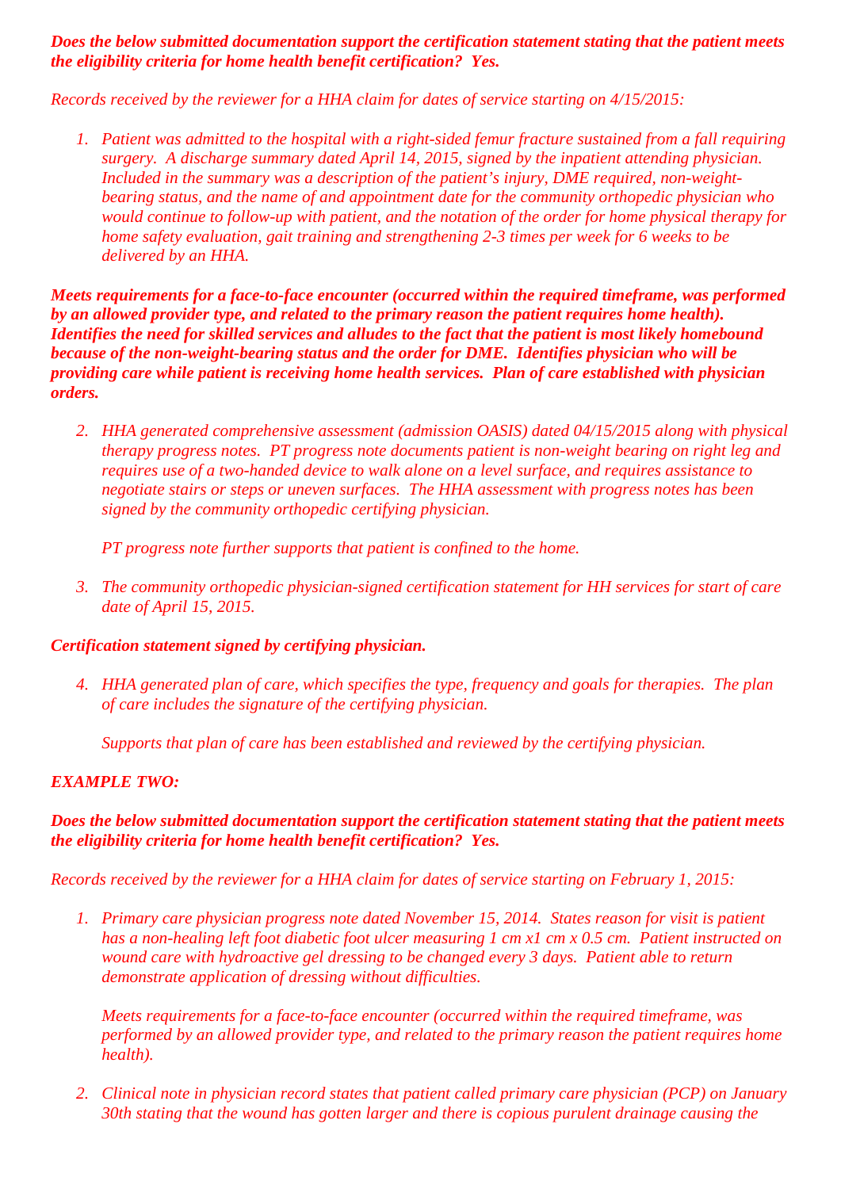***Does the below submitted documentation support the certification statement stating that the patient meets the eligibility criteria for home health benefit certification? Yes.***

*Records received by the reviewer for a HHA claim for dates of service starting on 4/15/2015:*

1. *Patient was admitted to the hospital with a right-sided femur fracture sustained from a fall requiring surgery. A discharge summary dated April 14, 2015, signed by the inpatient attending physician. Included in the summary was a description of the patient's injury, DME required, non-weight-bearing status, and the name of and appointment date for the community orthopedic physician who would continue to follow-up with patient, and the notation of the order for home physical therapy for home safety evaluation, gait training and strengthening 2-3 times per week for 6 weeks to be delivered by an HHA.*

***Meets requirements for a face-to-face encounter (occurred within the required timeframe, was performed by an allowed provider type, and related to the primary reason the patient requires home health). Identifies the need for skilled services and alludes to the fact that the patient is most likely homebound because of the non-weight-bearing status and the order for DME. Identifies physician who will be providing care while patient is receiving home health services. Plan of care established with physician orders.***

2. *HHA generated comprehensive assessment (admission OASIS) dated 04/15/2015 along with physical therapy progress notes. PT progress note documents patient is non-weight bearing on right leg and requires use of a two-handed device to walk alone on a level surface, and requires assistance to negotiate stairs or steps or uneven surfaces. The HHA assessment with progress notes has been signed by the community orthopedic certifying physician.*

   *PT progress note further supports that patient is confined to the home.*

3. *The community orthopedic physician-signed certification statement for HH services for start of care date of April 15, 2015.*

***Certification statement signed by certifying physician.***

4. *HHA generated plan of care, which specifies the type, frequency and goals for therapies. The plan of care includes the signature of the certifying physician.*

   *Supports that plan of care has been established and reviewed by the certifying physician.*

***EXAMPLE TWO:***

***Does the below submitted documentation support the certification statement stating that the patient meets the eligibility criteria for home health benefit certification? Yes.***

*Records received by the reviewer for a HHA claim for dates of service starting on February 1, 2015:*

1. *Primary care physician progress note dated November 15, 2014. States reason for visit is patient has a non-healing left foot diabetic foot ulcer measuring 1 cm x1 cm x 0.5 cm. Patient instructed on wound care with hydroactive gel dressing to be changed every 3 days. Patient able to return demonstrate application of dressing without difficulties.*

   *Meets requirements for a face-to-face encounter (occurred within the required timeframe, was performed by an allowed provider type, and related to the primary reason the patient requires home health).*

2. *Clinical note in physician record states that patient called primary care physician (PCP) on January 30th stating that the wound has gotten larger and there is copious purulent drainage causing the*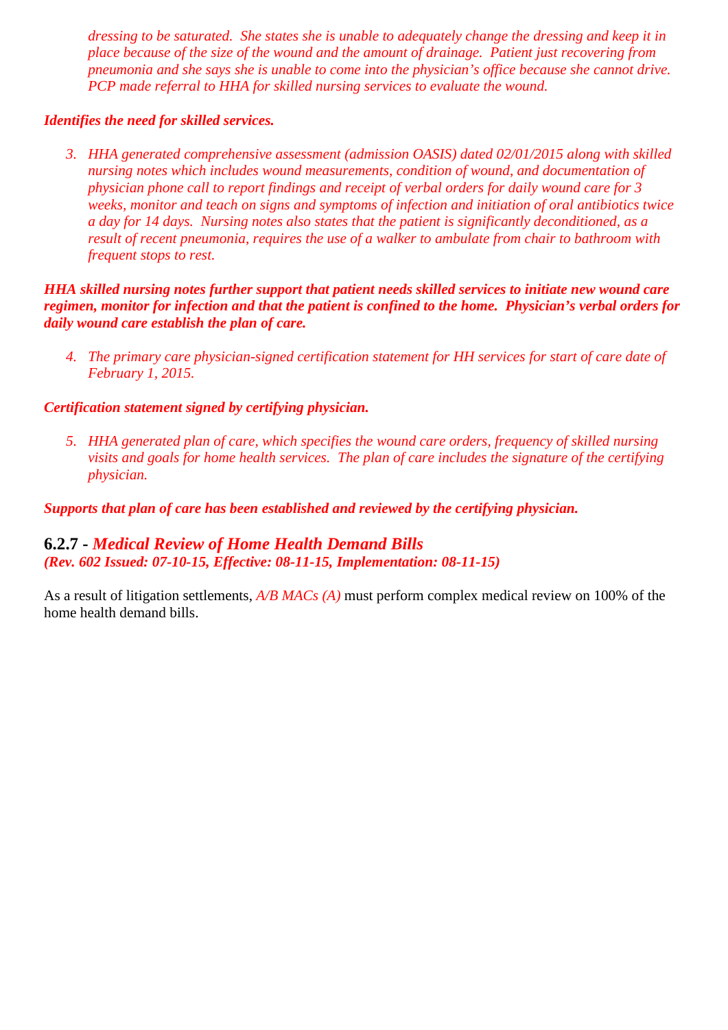*dressing to be saturated. She states she is unable to adequately change the dressing and keep it in place because of the size of the wound and the amount of drainage. Patient just recovering from pneumonia and she says she is unable to come into the physician's office because she cannot drive. PCP made referral to HHA for skilled nursing services to evaluate the wound.*

***Identifies the need for skilled services.***

3. *HHA generated comprehensive assessment (admission OASIS) dated 02/01/2015 along with skilled nursing notes which includes wound measurements, condition of wound, and documentation of physician phone call to report findings and receipt of verbal orders for daily wound care for 3 weeks, monitor and teach on signs and symptoms of infection and initiation of oral antibiotics twice a day for 14 days. Nursing notes also states that the patient is significantly deconditioned, as a result of recent pneumonia, requires the use of a walker to ambulate from chair to bathroom with frequent stops to rest.*

***HHA skilled nursing notes further support that patient needs skilled services to initiate new wound care regimen, monitor for infection and that the patient is confined to the home. Physician's verbal orders for daily wound care establish the plan of care.***

4. *The primary care physician-signed certification statement for HH services for start of care date of February 1, 2015.*

***Certification statement signed by certifying physician.***

5. *HHA generated plan of care, which specifies the wound care orders, frequency of skilled nursing visits and goals for home health services. The plan of care includes the signature of the certifying physician.*

***Supports that plan of care has been established and reviewed by the certifying physician.***

### 6.2.7 - *Medical Review of Home Health Demand Bills*

***(Rev. 602 Issued: 07-10-15, Effective: 08-11-15, Implementation: 08-11-15)***

As a result of litigation settlements, *A/B MACs (A)* must perform complex medical review on 100% of the home health demand bills.